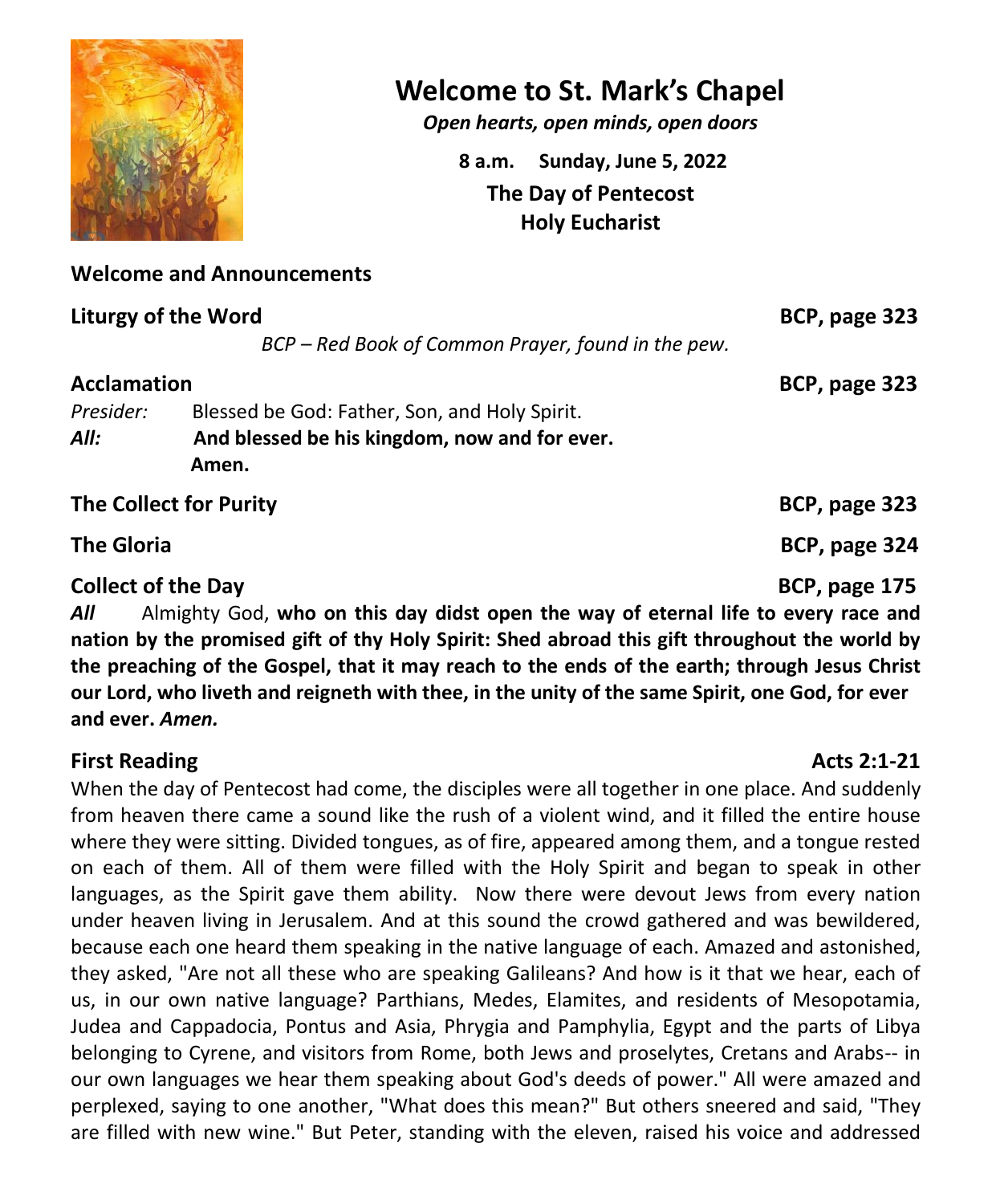# Welcome to St. Mark's Chapel

*Open hearts, open minds, open doors*

**8 a.m. Sunday, June 5, 2022**

**The Day of Pentecost**

**Holy Eucharist**

**Welcome and Announcements**

**Liturgy of the Word** **BCP, page 323**

*BCP – Red Book of Common Prayer, found in the pew.*

**Acclamation** **BCP, page 323**

*Presider:* Blessed be God: Father, Son, and Holy Spirit.

***All:*** **And blessed be his kingdom, now and for ever. Amen.**

**The Collect for Purity** **BCP, page 323**

**The Gloria** **BCP, page 324**

**Collect of the Day** **BCP, page 175**

***All*** Almighty God, **who on this day didst open the way of eternal life to every race and nation by the promised gift of thy Holy Spirit: Shed abroad this gift throughout the world by the preaching of the Gospel, that it may reach to the ends of the earth; through Jesus Christ our Lord, who liveth and reigneth with thee, in the unity of the same Spirit, one God, for ever and ever.** ***Amen.***

**First Reading** **Acts 2:1-21**

When the day of Pentecost had come, the disciples were all together in one place. And suddenly from heaven there came a sound like the rush of a violent wind, and it filled the entire house where they were sitting. Divided tongues, as of fire, appeared among them, and a tongue rested on each of them. All of them were filled with the Holy Spirit and began to speak in other languages, as the Spirit gave them ability. Now there were devout Jews from every nation under heaven living in Jerusalem. And at this sound the crowd gathered and was bewildered, because each one heard them speaking in the native language of each. Amazed and astonished, they asked, "Are not all these who are speaking Galileans? And how is it that we hear, each of us, in our own native language? Parthians, Medes, Elamites, and residents of Mesopotamia, Judea and Cappadocia, Pontus and Asia, Phrygia and Pamphylia, Egypt and the parts of Libya belonging to Cyrene, and visitors from Rome, both Jews and proselytes, Cretans and Arabs-- in our own languages we hear them speaking about God's deeds of power." All were amazed and perplexed, saying to one another, "What does this mean?" But others sneered and said, "They are filled with new wine." But Peter, standing with the eleven, raised his voice and addressed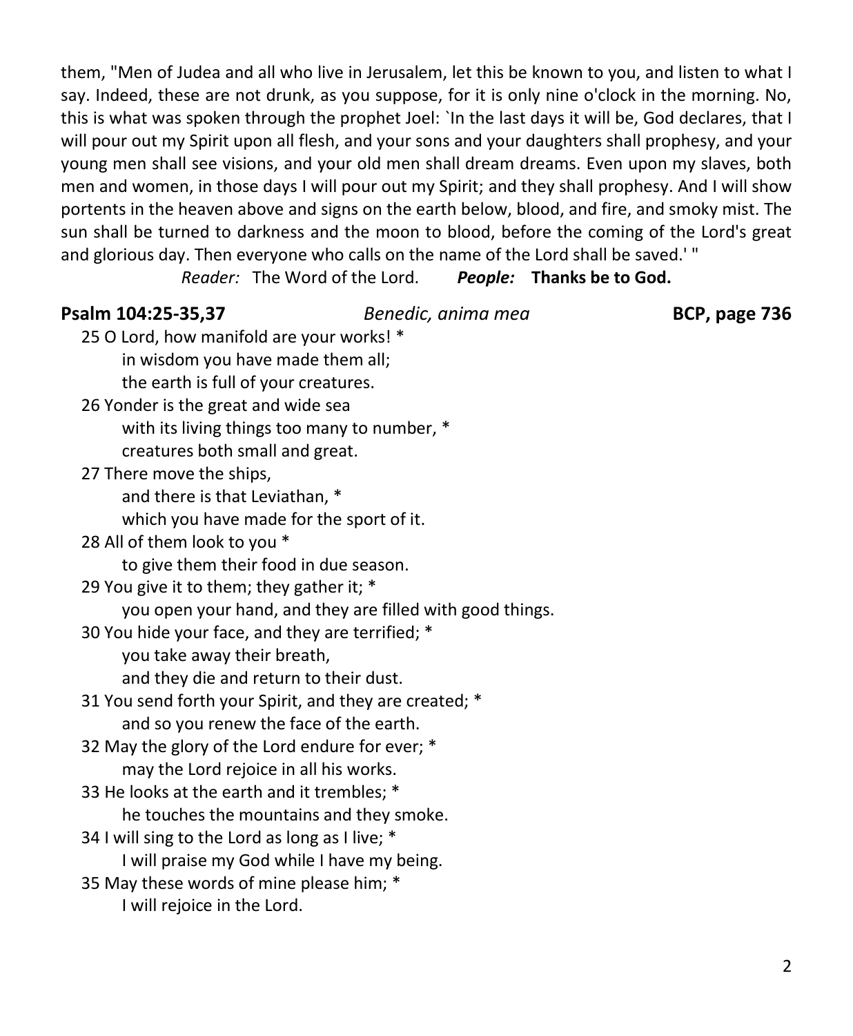them, "Men of Judea and all who live in Jerusalem, let this be known to you, and listen to what I say. Indeed, these are not drunk, as you suppose, for it is only nine o'clock in the morning. No, this is what was spoken through the prophet Joel: `In the last days it will be, God declares, that I will pour out my Spirit upon all flesh, and your sons and your daughters shall prophesy, and your young men shall see visions, and your old men shall dream dreams. Even upon my slaves, both men and women, in those days I will pour out my Spirit; and they shall prophesy. And I will show portents in the heaven above and signs on the earth below, blood, and fire, and smoky mist. The sun shall be turned to darkness and the moon to blood, before the coming of the Lord's great and glorious day. Then everyone who calls on the name of the Lord shall be saved.' "

*Reader:* The Word of the Lord. ***People:*** **Thanks be to God.**

**Psalm 104:25-35,37** *Benedic, anima mea* **BCP, page 736**

25 O Lord, how manifold are your works! *
in wisdom you have made them all;
the earth is full of your creatures.

26 Yonder is the great and wide sea
with its living things too many to number, *
creatures both small and great.

27 There move the ships,
and there is that Leviathan, *
which you have made for the sport of it.

28 All of them look to you *
to give them their food in due season.

29 You give it to them; they gather it; *
you open your hand, and they are filled with good things.

30 You hide your face, and they are terrified; *
you take away their breath,
and they die and return to their dust.

31 You send forth your Spirit, and they are created; *
and so you renew the face of the earth.

32 May the glory of the Lord endure for ever; *
may the Lord rejoice in all his works.

33 He looks at the earth and it trembles; *
he touches the mountains and they smoke.

34 I will sing to the Lord as long as I live; *
I will praise my God while I have my being.

35 May these words of mine please him; *
I will rejoice in the Lord.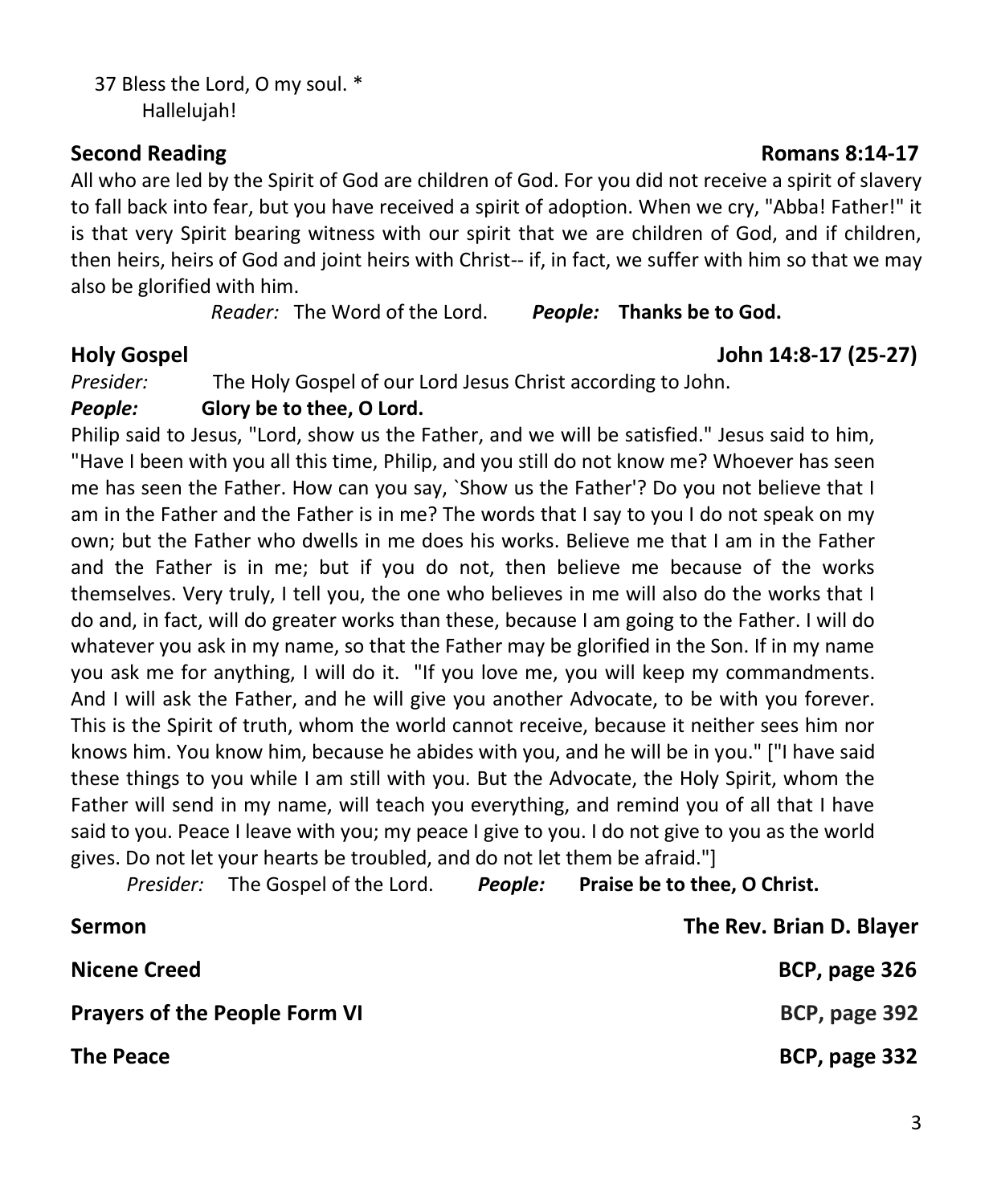37 Bless the Lord, O my soul. *
Hallelujah!

**Second Reading** **Romans 8:14-17**

All who are led by the Spirit of God are children of God. For you did not receive a spirit of slavery to fall back into fear, but you have received a spirit of adoption. When we cry, "Abba! Father!" it is that very Spirit bearing witness with our spirit that we are children of God, and if children, then heirs, heirs of God and joint heirs with Christ-- if, in fact, we suffer with him so that we may also be glorified with him.

*Reader:* The Word of the Lord. ***People:*** **Thanks be to God.**

**Holy Gospel** **John 14:8-17 (25-27)**

*Presider:* The Holy Gospel of our Lord Jesus Christ according to John.

***People:*** **Glory be to thee, O Lord.**

Philip said to Jesus, "Lord, show us the Father, and we will be satisfied." Jesus said to him, "Have I been with you all this time, Philip, and you still do not know me? Whoever has seen me has seen the Father. How can you say, `Show us the Father'? Do you not believe that I am in the Father and the Father is in me? The words that I say to you I do not speak on my own; but the Father who dwells in me does his works. Believe me that I am in the Father and the Father is in me; but if you do not, then believe me because of the works themselves. Very truly, I tell you, the one who believes in me will also do the works that I do and, in fact, will do greater works than these, because I am going to the Father. I will do whatever you ask in my name, so that the Father may be glorified in the Son. If in my name you ask me for anything, I will do it. "If you love me, you will keep my commandments. And I will ask the Father, and he will give you another Advocate, to be with you forever. This is the Spirit of truth, whom the world cannot receive, because it neither sees him nor knows him. You know him, because he abides with you, and he will be in you." ["I have said these things to you while I am still with you. But the Advocate, the Holy Spirit, whom the Father will send in my name, will teach you everything, and remind you of all that I have said to you. Peace I leave with you; my peace I give to you. I do not give to you as the world gives. Do not let your hearts be troubled, and do not let them be afraid."]

*Presider:* The Gospel of the Lord. ***People:*** **Praise be to thee, O Christ.**

**Sermon** **The Rev. Brian D. Blayer**

**Nicene Creed** **BCP, page 326**

**Prayers of the People Form VI** **BCP, page 392**

**The Peace** **BCP, page 332**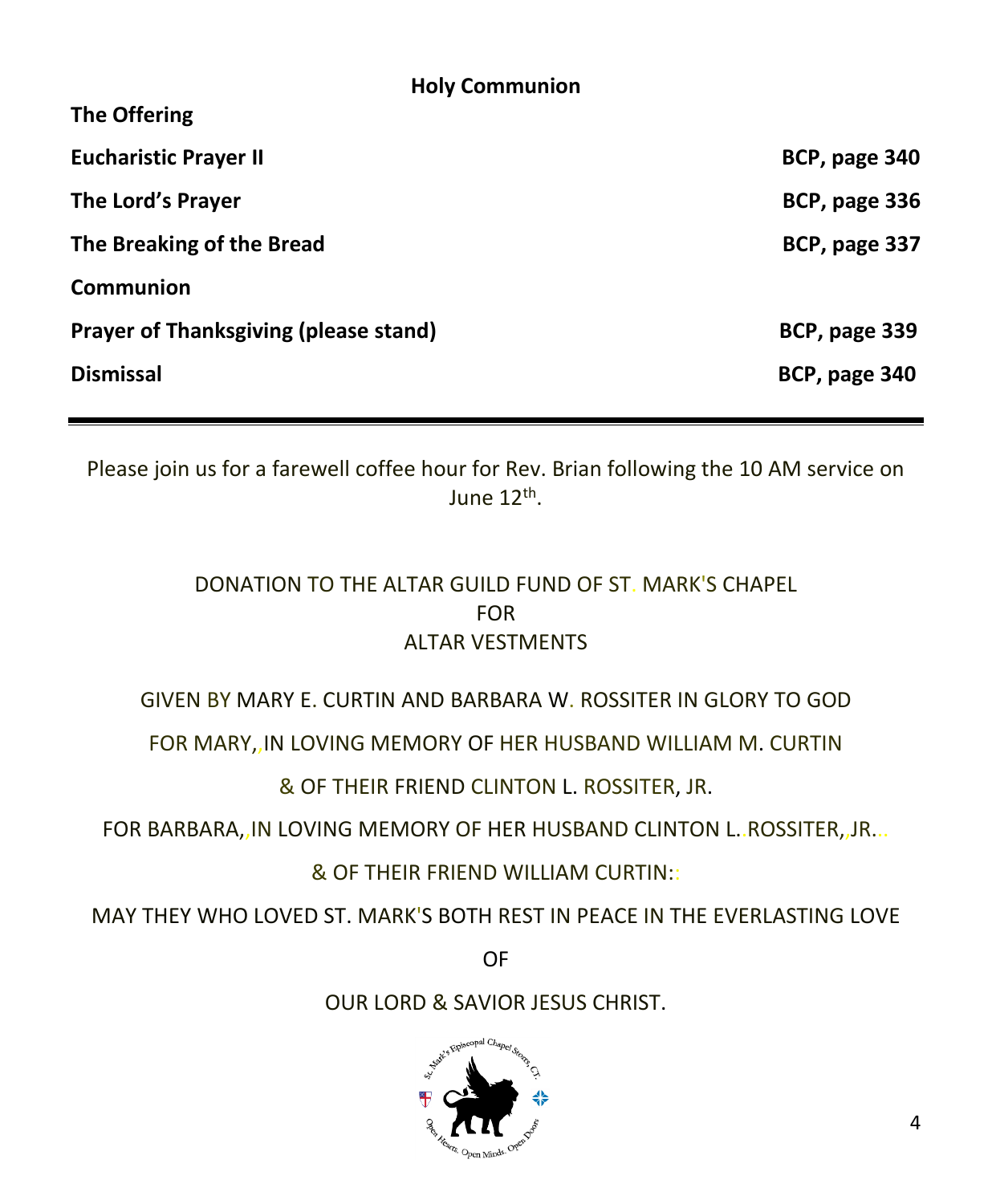## Holy Communion

| | |
|---|---|
| **The Offering** | |
| **Eucharistic Prayer II** | **BCP, page 340** |
| **The Lord's Prayer** | **BCP, page 336** |
| **The Breaking of the Bread** | **BCP, page 337** |
| **Communion** | |
| **Prayer of Thanksgiving (please stand)** | **BCP, page 339** |
| **Dismissal** | **BCP, page 340** |

---

Please join us for a farewell coffee hour for Rev. Brian following the 10 AM service on June 12th.

DONATION TO THE ALTAR GUILD FUND OF ST. MARK'S CHAPEL
FOR
ALTAR VESTMENTS

GIVEN BY MARY E. CURTIN AND BARBARA W. ROSSITER IN GLORY TO GOD

FOR MARY,, IN LOVING MEMORY OF HER HUSBAND WILLIAM M. CURTIN

& OF THEIR FRIEND CLINTON L. ROSSITER, JR.

FOR BARBARA,, IN LOVING MEMORY OF HER HUSBAND CLINTON L.. ROSSITER,, JR...

& OF THEIR FRIEND WILLIAM CURTIN::

MAY THEY WHO LOVED ST. MARK'S BOTH REST IN PEACE IN THE EVERLASTING LOVE

OF

OUR LORD & SAVIOR JESUS CHRIST.

St. Mark's Episcopal Chapel Storrs, CT.
Open Hearts. Open Minds. Open Doors